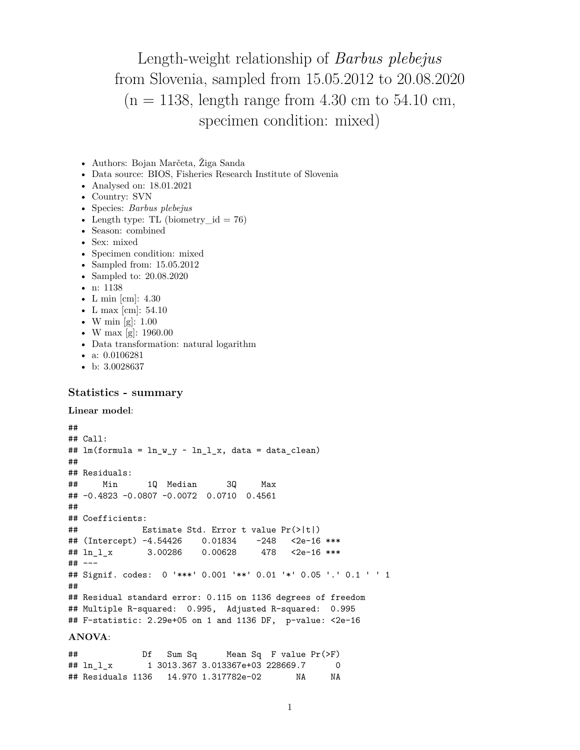# Length-weight relationship of *Barbus plebejus* from Slovenia, sampled from 15.05.2012 to 20.08.2020 (n = 1138, length range from 4.30 cm to 54.10 cm, specimen condition: mixed)

- Authors: Bojan Marčeta, Žiga Sanda
- Data source: BIOS, Fisheries Research Institute of Slovenia
- Analysed on: 18.01.2021
- Country: SVN
- Species: *Barbus plebejus*
- Length type: TL (biometry_id = 76)
- Season: combined
- Sex: mixed
- Specimen condition: mixed
- Sampled from: 15.05.2012
- Sampled to: 20.08.2020
- n: 1138
- L min [cm]: 4.30
- L max [cm]: 54.10
- W min [g]: 1.00
- W max [g]: 1960.00
- Data transformation: natural logarithm
- a: 0.0106281
- b: 3.0028637

### Statistics - summary

**Linear model**:

```
##
## Call:
## lm(formula = ln_w_y ~ ln_l_x, data = data_clean)
##
## Residuals:
##     Min      1Q  Median      3Q     Max
## -0.4823 -0.0807 -0.0072  0.0710  0.4561
##
## Coefficients:
##             Estimate Std. Error t value Pr(>|t|)
## (Intercept) -4.54426    0.01834    -248   <2e-16 ***
## ln_l_x       3.00286    0.00628     478   <2e-16 ***
## ---
## Signif. codes:  0 '***' 0.001 '**' 0.01 '*' 0.05 '.' 0.1 ' ' 1
##
## Residual standard error: 0.115 on 1136 degrees of freedom
## Multiple R-squared:  0.995,  Adjusted R-squared:  0.995
## F-statistic: 2.29e+05 on 1 and 1136 DF,  p-value: <2e-16
```

**ANOVA**:

```
##             Df   Sum Sq      Mean Sq  F value Pr(>F)
## ln_l_x       1 3013.367 3.013367e+03 228669.7      0
## Residuals 1136   14.970 1.317782e-02       NA     NA
```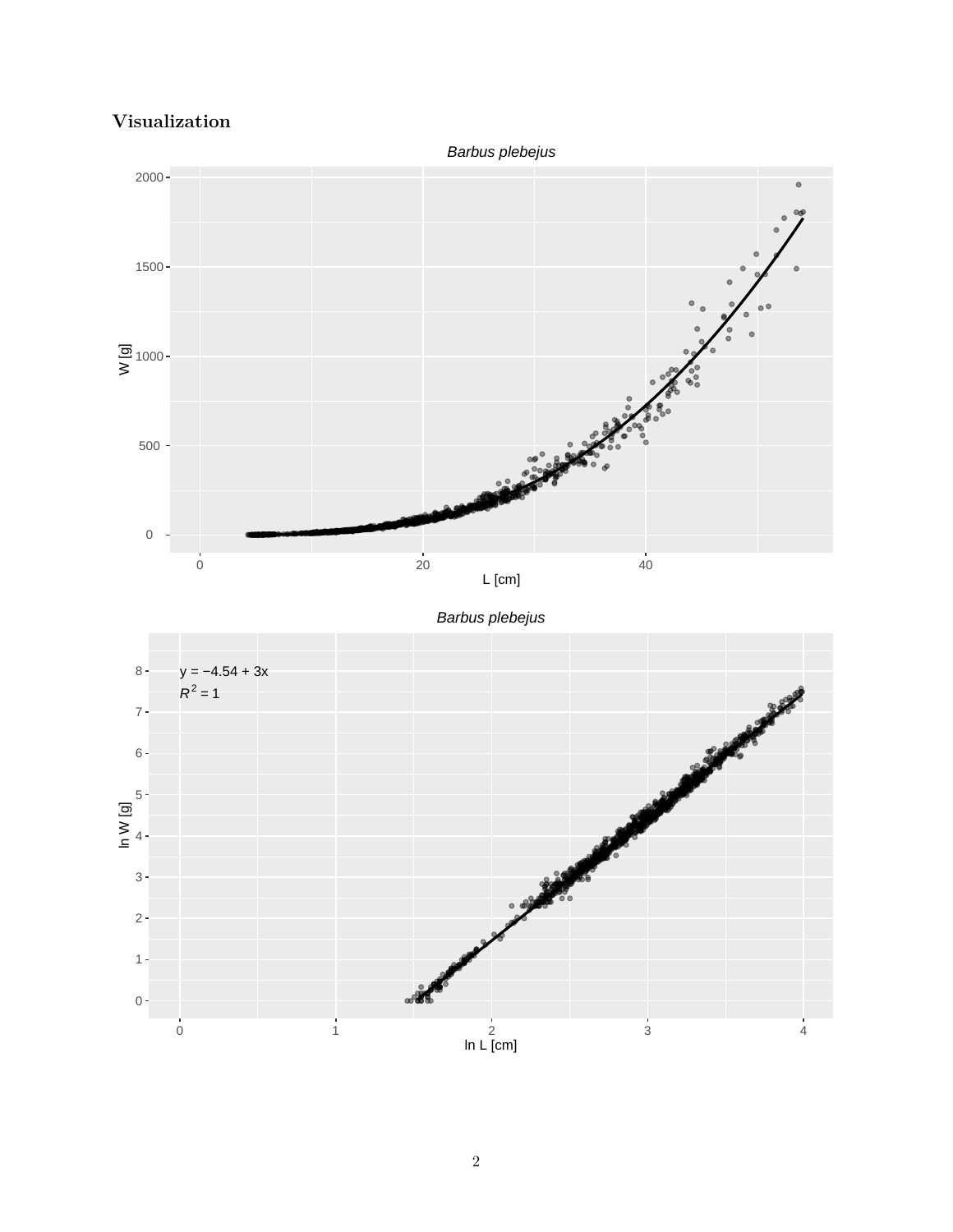## Visualization

*Barbus plebejus*

W [g]

2000
1500
1000
500
0

0
20
40

L [cm]

*Barbus plebejus*

y = −4.54 + 3x

$R^2$ = 1

ln W [g]

8
7
6
5
4
3
2
1
0

0
1
2
3
4

ln L [cm]